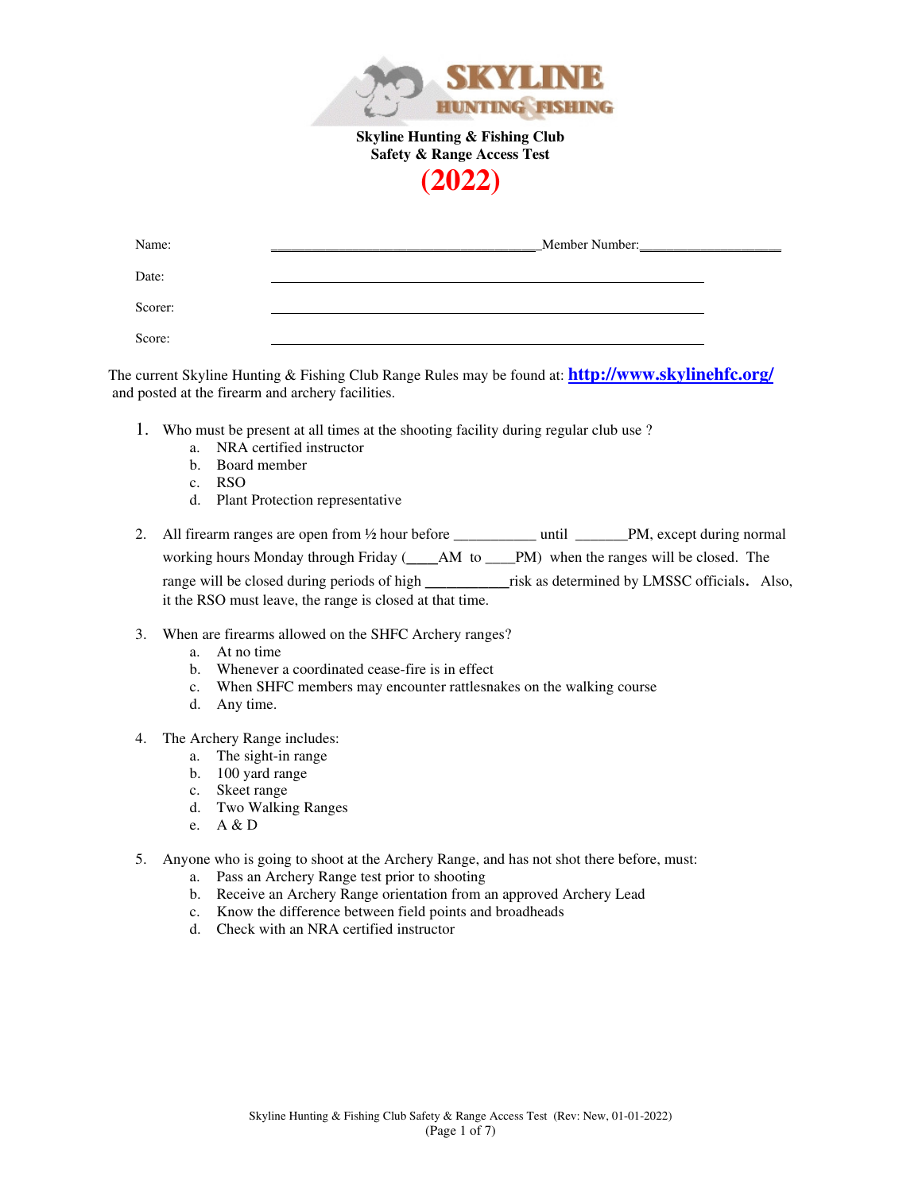**Skyline Hunting & Fishing Club**
**Safety & Range Access Test**

# (2022)

Name: _______________________________________Member Number:____________________

Date: ____________________________________________________________

Scorer: ____________________________________________________________

Score: ____________________________________________________________

The current Skyline Hunting & Fishing Club Range Rules may be found at: **http://www.skylinehfc.org/** and posted at the firearm and archery facilities.

1. Who must be present at all times at the shooting facility during regular club use ?
   a. NRA certified instructor
   b. Board member
   c. RSO
   d. Plant Protection representative

2. All firearm ranges are open from ½ hour before ___________ until _______PM, except during normal working hours Monday through Friday (____AM to ____PM) when the ranges will be closed. The range will be closed during periods of high ___________risk as determined by LMSSC officials. Also, it the RSO must leave, the range is closed at that time.

3. When are firearms allowed on the SHFC Archery ranges?
   a. At no time
   b. Whenever a coordinated cease-fire is in effect
   c. When SHFC members may encounter rattlesnakes on the walking course
   d. Any time.

4. The Archery Range includes:
   a. The sight-in range
   b. 100 yard range
   c. Skeet range
   d. Two Walking Ranges
   e. A & D

5. Anyone who is going to shoot at the Archery Range, and has not shot there before, must:
   a. Pass an Archery Range test prior to shooting
   b. Receive an Archery Range orientation from an approved Archery Lead
   c. Know the difference between field points and broadheads
   d. Check with an NRA certified instructor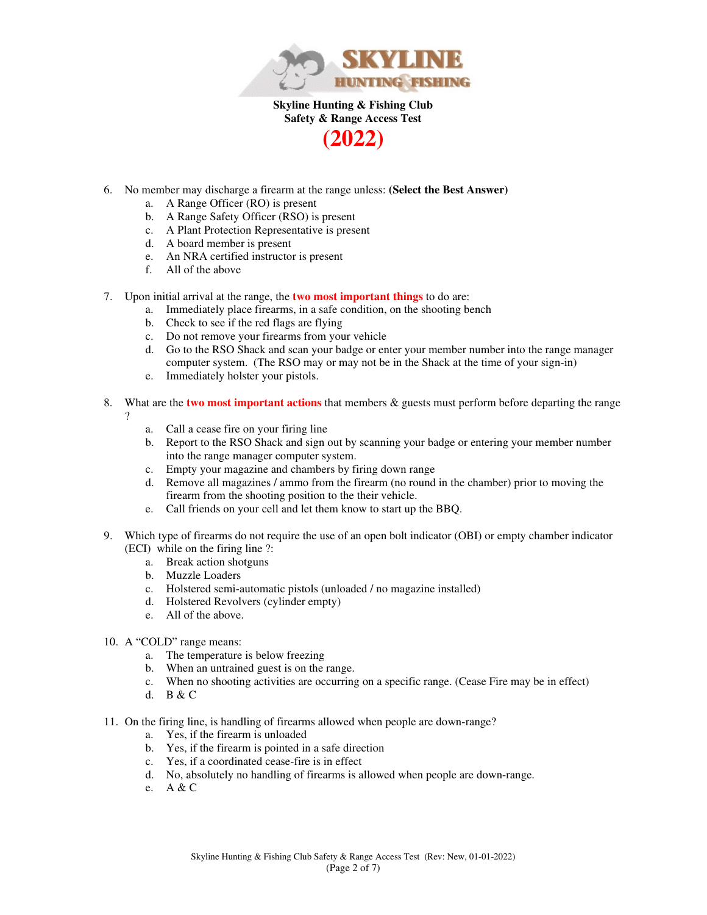**Skyline Hunting & Fishing Club**
**Safety & Range Access Test**

**(2022)**

6. No member may discharge a firearm at the range unless: **(Select the Best Answer)**
   a. A Range Officer (RO) is present
   b. A Range Safety Officer (RSO) is present
   c. A Plant Protection Representative is present
   d. A board member is present
   e. An NRA certified instructor is present
   f. All of the above

7. Upon initial arrival at the range, the **two most important things** to do are:
   a. Immediately place firearms, in a safe condition, on the shooting bench
   b. Check to see if the red flags are flying
   c. Do not remove your firearms from your vehicle
   d. Go to the RSO Shack and scan your badge or enter your member number into the range manager computer system. (The RSO may or may not be in the Shack at the time of your sign-in)
   e. Immediately holster your pistols.

8. What are the **two most important actions** that members & guests must perform before departing the range ?
   a. Call a cease fire on your firing line
   b. Report to the RSO Shack and sign out by scanning your badge or entering your member number into the range manager computer system.
   c. Empty your magazine and chambers by firing down range
   d. Remove all magazines / ammo from the firearm (no round in the chamber) prior to moving the firearm from the shooting position to the their vehicle.
   e. Call friends on your cell and let them know to start up the BBQ.

9. Which type of firearms do not require the use of an open bolt indicator (OBI) or empty chamber indicator (ECI) while on the firing line ?:
   a. Break action shotguns
   b. Muzzle Loaders
   c. Holstered semi-automatic pistols (unloaded / no magazine installed)
   d. Holstered Revolvers (cylinder empty)
   e. All of the above.

10. A "COLD" range means:
    a. The temperature is below freezing
    b. When an untrained guest is on the range.
    c. When no shooting activities are occurring on a specific range. (Cease Fire may be in effect)
    d. B & C

11. On the firing line, is handling of firearms allowed when people are down-range?
    a. Yes, if the firearm is unloaded
    b. Yes, if the firearm is pointed in a safe direction
    c. Yes, if a coordinated cease-fire is in effect
    d. No, absolutely no handling of firearms is allowed when people are down-range.
    e. A & C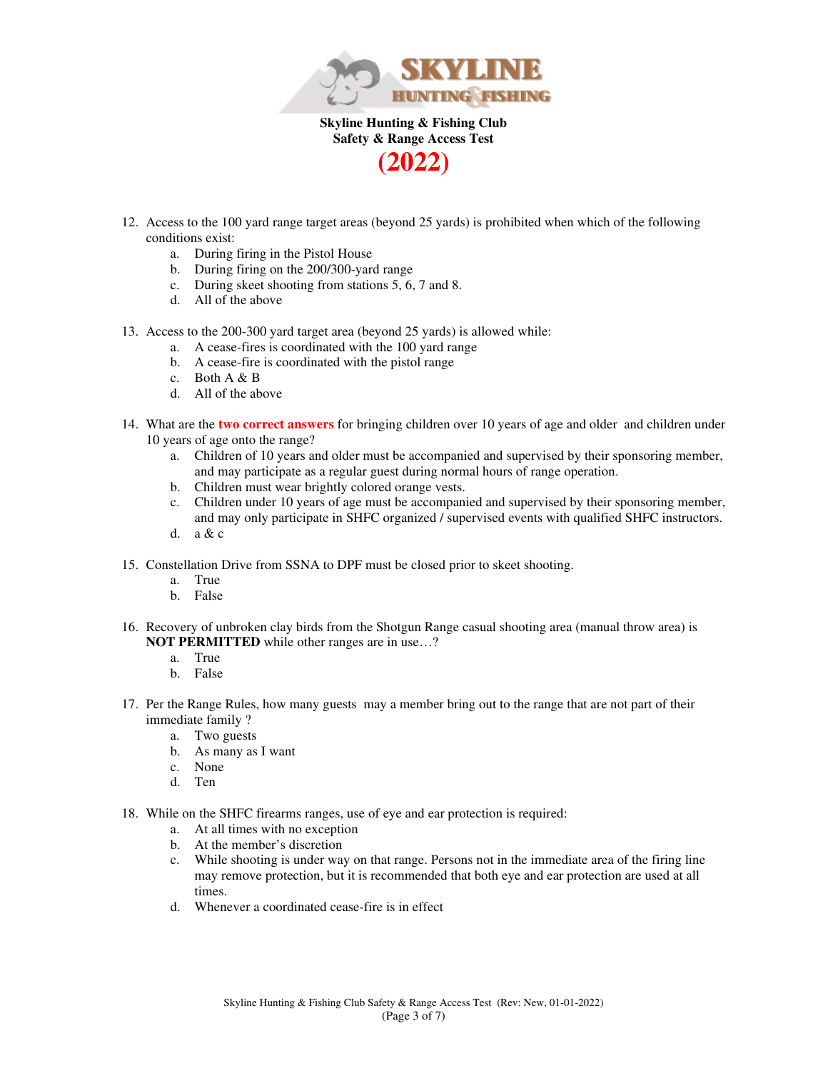**Skyline Hunting & Fishing Club**
**Safety & Range Access Test**

**(2022)**

12. Access to the 100 yard range target areas (beyond 25 yards) is prohibited when which of the following conditions exist:
    a. During firing in the Pistol House
    b. During firing on the 200/300-yard range
    c. During skeet shooting from stations 5, 6, 7 and 8.
    d. All of the above

13. Access to the 200-300 yard target area (beyond 25 yards) is allowed while:
    a. A cease-fires is coordinated with the 100 yard range
    b. A cease-fire is coordinated with the pistol range
    c. Both A & B
    d. All of the above

14. What are the **two correct answers** for bringing children over 10 years of age and older and children under 10 years of age onto the range?
    a. Children of 10 years and older must be accompanied and supervised by their sponsoring member, and may participate as a regular guest during normal hours of range operation.
    b. Children must wear brightly colored orange vests.
    c. Children under 10 years of age must be accompanied and supervised by their sponsoring member, and may only participate in SHFC organized / supervised events with qualified SHFC instructors.
    d. a & c

15. Constellation Drive from SSNA to DPF must be closed prior to skeet shooting.
    a. True
    b. False

16. Recovery of unbroken clay birds from the Shotgun Range casual shooting area (manual throw area) is **NOT PERMITTED** while other ranges are in use…?
    a. True
    b. False

17. Per the Range Rules, how many guests may a member bring out to the range that are not part of their immediate family ?
    a. Two guests
    b. As many as I want
    c. None
    d. Ten

18. While on the SHFC firearms ranges, use of eye and ear protection is required:
    a. At all times with no exception
    b. At the member's discretion
    c. While shooting is under way on that range. Persons not in the immediate area of the firing line may remove protection, but it is recommended that both eye and ear protection are used at all times.
    d. Whenever a coordinated cease-fire is in effect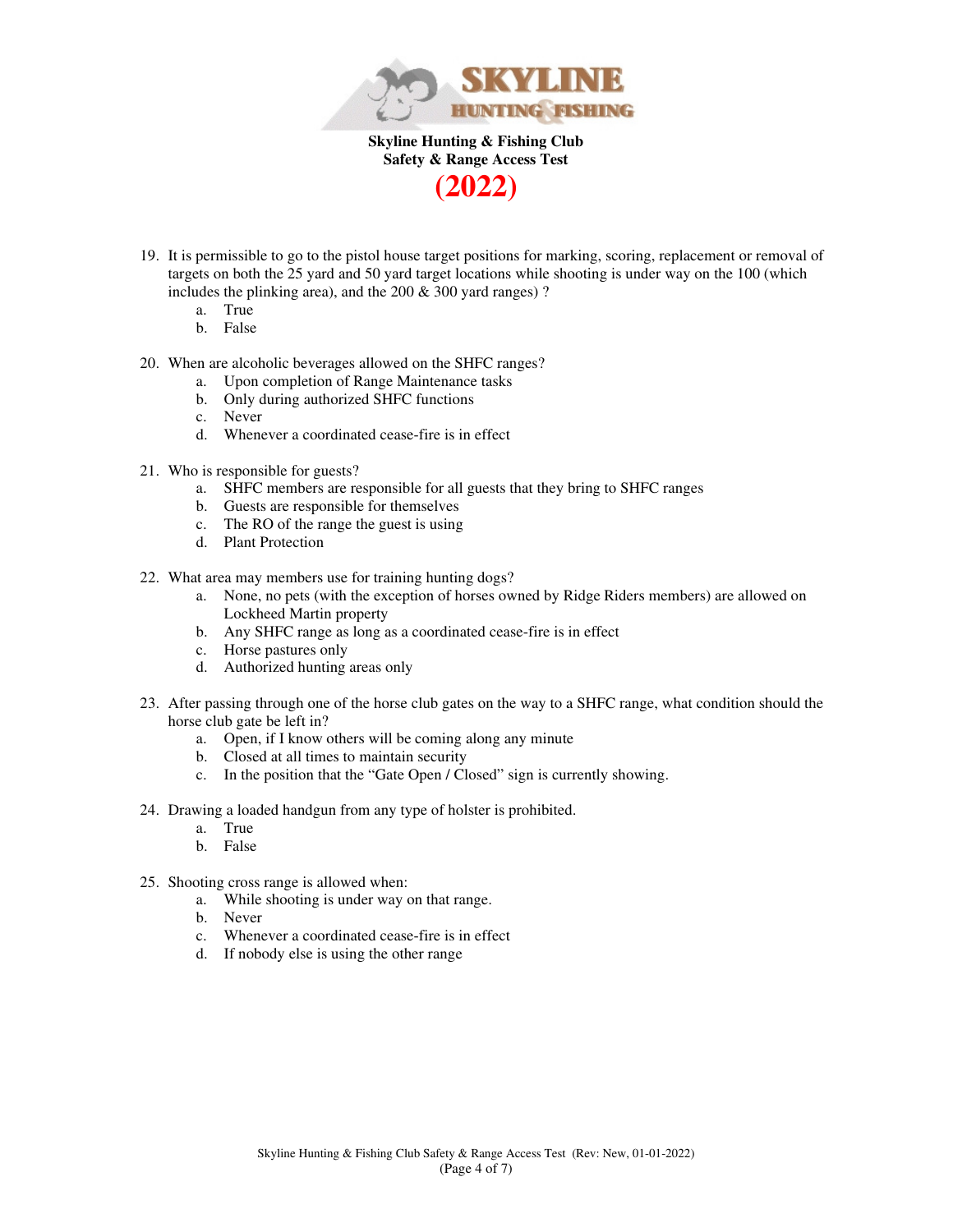**Skyline Hunting & Fishing Club**
**Safety & Range Access Test**

**(2022)**

19. It is permissible to go to the pistol house target positions for marking, scoring, replacement or removal of targets on both the 25 yard and 50 yard target locations while shooting is under way on the 100 (which includes the plinking area), and the 200 & 300 yard ranges) ?
    a. True
    b. False

20. When are alcoholic beverages allowed on the SHFC ranges?
    a. Upon completion of Range Maintenance tasks
    b. Only during authorized SHFC functions
    c. Never
    d. Whenever a coordinated cease-fire is in effect

21. Who is responsible for guests?
    a. SHFC members are responsible for all guests that they bring to SHFC ranges
    b. Guests are responsible for themselves
    c. The RO of the range the guest is using
    d. Plant Protection

22. What area may members use for training hunting dogs?
    a. None, no pets (with the exception of horses owned by Ridge Riders members) are allowed on Lockheed Martin property
    b. Any SHFC range as long as a coordinated cease-fire is in effect
    c. Horse pastures only
    d. Authorized hunting areas only

23. After passing through one of the horse club gates on the way to a SHFC range, what condition should the horse club gate be left in?
    a. Open, if I know others will be coming along any minute
    b. Closed at all times to maintain security
    c. In the position that the "Gate Open / Closed" sign is currently showing.

24. Drawing a loaded handgun from any type of holster is prohibited.
    a. True
    b. False

25. Shooting cross range is allowed when:
    a. While shooting is under way on that range.
    b. Never
    c. Whenever a coordinated cease-fire is in effect
    d. If nobody else is using the other range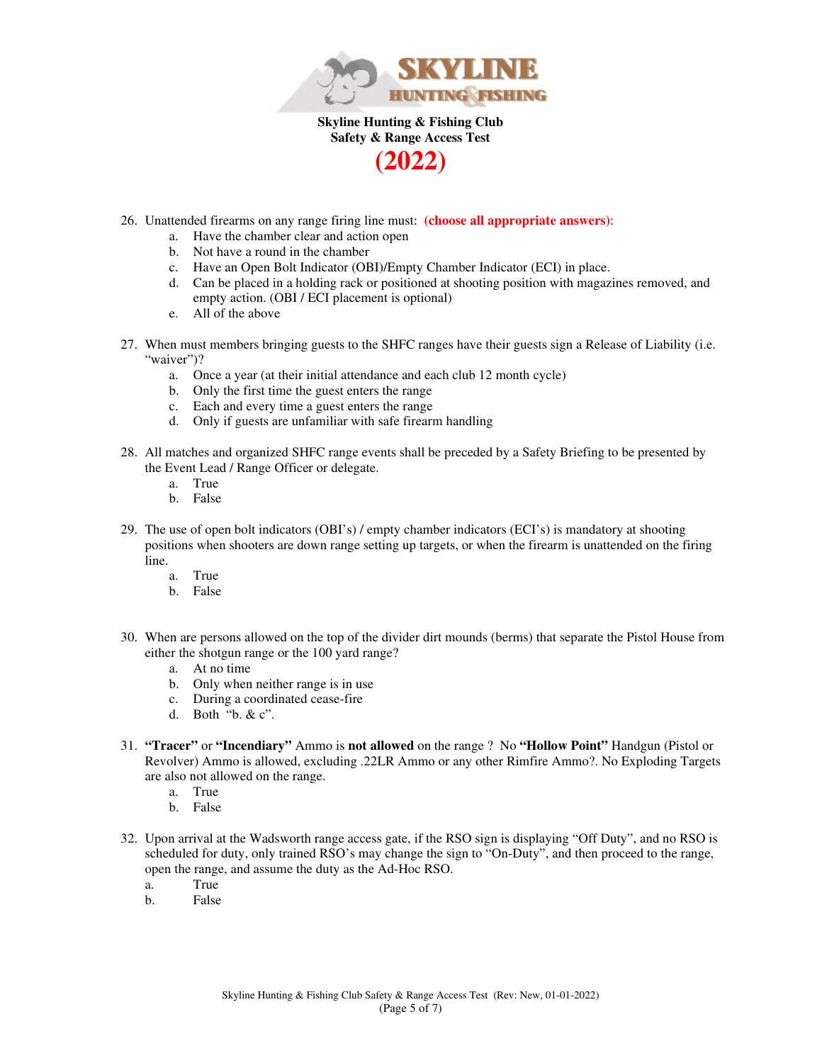**Skyline Hunting & Fishing Club**
**Safety & Range Access Test**
**(2022)**

26. Unattended firearms on any range firing line must: **(choose all appropriate answers)**:
    a. Have the chamber clear and action open
    b. Not have a round in the chamber
    c. Have an Open Bolt Indicator (OBI)/Empty Chamber Indicator (ECI) in place.
    d. Can be placed in a holding rack or positioned at shooting position with magazines removed, and empty action. (OBI / ECI placement is optional)
    e. All of the above

27. When must members bringing guests to the SHFC ranges have their guests sign a Release of Liability (i.e. "waiver")?
    a. Once a year (at their initial attendance and each club 12 month cycle)
    b. Only the first time the guest enters the range
    c. Each and every time a guest enters the range
    d. Only if guests are unfamiliar with safe firearm handling

28. All matches and organized SHFC range events shall be preceded by a Safety Briefing to be presented by the Event Lead / Range Officer or delegate.
    a. True
    b. False

29. The use of open bolt indicators (OBI's) / empty chamber indicators (ECI's) is mandatory at shooting positions when shooters are down range setting up targets, or when the firearm is unattended on the firing line.
    a. True
    b. False

30. When are persons allowed on the top of the divider dirt mounds (berms) that separate the Pistol House from either the shotgun range or the 100 yard range?
    a. At no time
    b. Only when neither range is in use
    c. During a coordinated cease-fire
    d. Both "b. & c".

31. **"Tracer"** or **"Incendiary"** Ammo is **not allowed** on the range ? No **"Hollow Point"** Handgun (Pistol or Revolver) Ammo is allowed, excluding .22LR Ammo or any other Rimfire Ammo?. No Exploding Targets are also not allowed on the range.
    a. True
    b. False

32. Upon arrival at the Wadsworth range access gate, if the RSO sign is displaying "Off Duty", and no RSO is scheduled for duty, only trained RSO's may change the sign to "On-Duty", and then proceed to the range, open the range, and assume the duty as the Ad-Hoc RSO.
    a. True
    b. False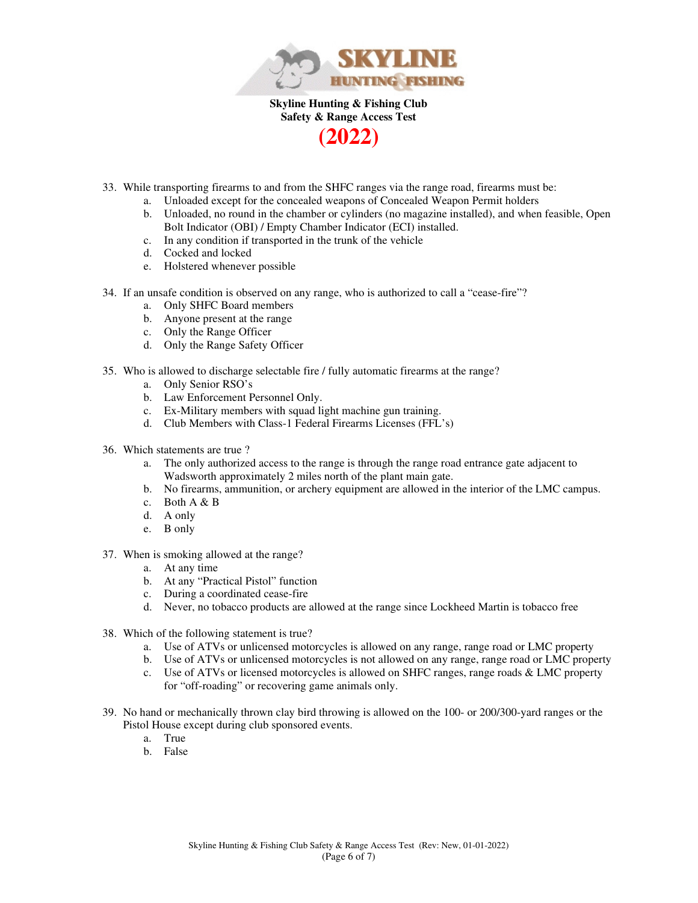**Skyline Hunting & Fishing Club**
**Safety & Range Access Test**

**(2022)**

33. While transporting firearms to and from the SHFC ranges via the range road, firearms must be:
    a. Unloaded except for the concealed weapons of Concealed Weapon Permit holders
    b. Unloaded, no round in the chamber or cylinders (no magazine installed), and when feasible, Open Bolt Indicator (OBI) / Empty Chamber Indicator (ECI) installed.
    c. In any condition if transported in the trunk of the vehicle
    d. Cocked and locked
    e. Holstered whenever possible

34. If an unsafe condition is observed on any range, who is authorized to call a “cease-fire”?
    a. Only SHFC Board members
    b. Anyone present at the range
    c. Only the Range Officer
    d. Only the Range Safety Officer

35. Who is allowed to discharge selectable fire / fully automatic firearms at the range?
    a. Only Senior RSO’s
    b. Law Enforcement Personnel Only.
    c. Ex-Military members with squad light machine gun training.
    d. Club Members with Class-1 Federal Firearms Licenses (FFL’s)

36. Which statements are true ?
    a. The only authorized access to the range is through the range road entrance gate adjacent to Wadsworth approximately 2 miles north of the plant main gate.
    b. No firearms, ammunition, or archery equipment are allowed in the interior of the LMC campus.
    c. Both A & B
    d. A only
    e. B only

37. When is smoking allowed at the range?
    a. At any time
    b. At any “Practical Pistol” function
    c. During a coordinated cease-fire
    d. Never, no tobacco products are allowed at the range since Lockheed Martin is tobacco free

38. Which of the following statement is true?
    a. Use of ATVs or unlicensed motorcycles is allowed on any range, range road or LMC property
    b. Use of ATVs or unlicensed motorcycles is not allowed on any range, range road or LMC property
    c. Use of ATVs or licensed motorcycles is allowed on SHFC ranges, range roads & LMC property for “off-roading” or recovering game animals only.

39. No hand or mechanically thrown clay bird throwing is allowed on the 100- or 200/300-yard ranges or the Pistol House except during club sponsored events.
    a. True
    b. False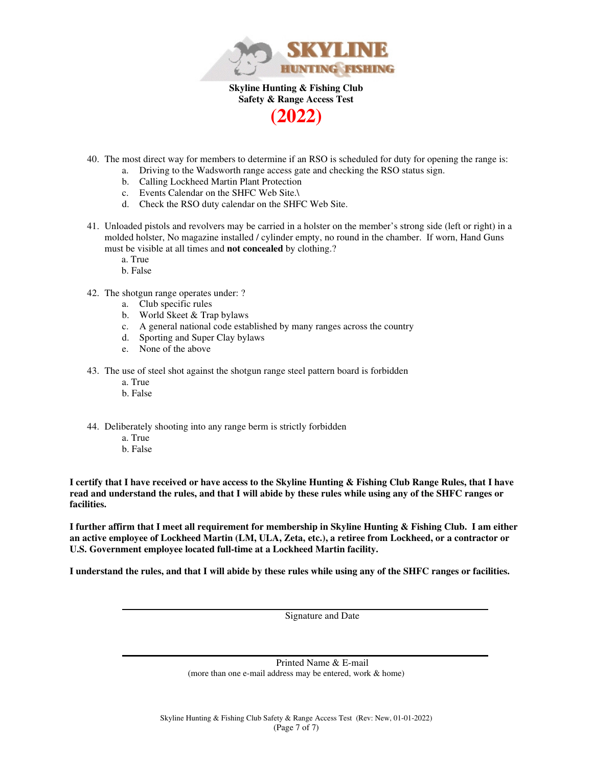**Skyline Hunting & Fishing Club**
**Safety & Range Access Test**
**(2022)**

40. The most direct way for members to determine if an RSO is scheduled for duty for opening the range is:
    a. Driving to the Wadsworth range access gate and checking the RSO status sign.
    b. Calling Lockheed Martin Plant Protection
    c. Events Calendar on the SHFC Web Site.\
    d. Check the RSO duty calendar on the SHFC Web Site.

41. Unloaded pistols and revolvers may be carried in a holster on the member's strong side (left or right) in a molded holster, No magazine installed / cylinder empty, no round in the chamber. If worn, Hand Guns must be visible at all times and **not concealed** by clothing.?
    a. True
    b. False

42. The shotgun range operates under: ?
    a. Club specific rules
    b. World Skeet & Trap bylaws
    c. A general national code established by many ranges across the country
    d. Sporting and Super Clay bylaws
    e. None of the above

43. The use of steel shot against the shotgun range steel pattern board is forbidden
    a. True
    b. False

44. Deliberately shooting into any range berm is strictly forbidden
    a. True
    b. False

**I certify that I have received or have access to the Skyline Hunting & Fishing Club Range Rules, that I have read and understand the rules, and that I will abide by these rules while using any of the SHFC ranges or facilities.**

**I further affirm that I meet all requirement for membership in Skyline Hunting & Fishing Club. I am either an active employee of Lockheed Martin (LM, ULA, Zeta, etc.), a retiree from Lockheed, or a contractor or U.S. Government employee located full-time at a Lockheed Martin facility.**

**I understand the rules, and that I will abide by these rules while using any of the SHFC ranges or facilities.**

\_\_\_\_\_\_\_\_\_\_\_\_\_\_\_\_\_\_\_\_\_\_\_\_\_\_\_\_\_\_\_\_\_\_\_\_\_\_\_\_
Signature and Date

\_\_\_\_\_\_\_\_\_\_\_\_\_\_\_\_\_\_\_\_\_\_\_\_\_\_\_\_\_\_\_\_\_\_\_\_\_\_\_\_
Printed Name & E-mail
(more than one e-mail address may be entered, work & home)